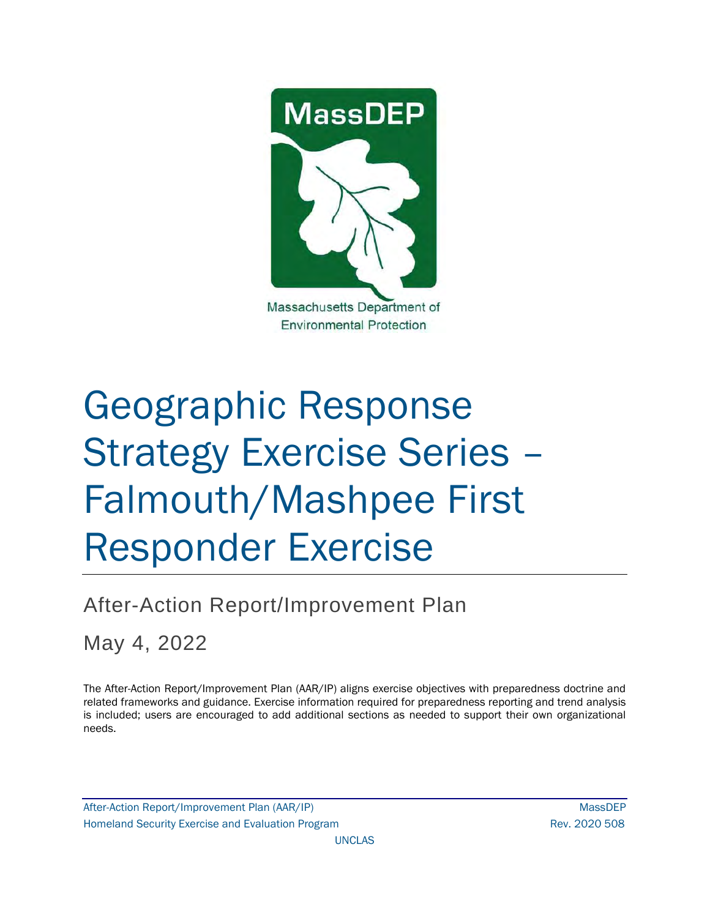MassDEP

Massachusetts Department of Environmental Protection

# Geographic Response Strategy Exercise Series – Falmouth/Mashpee First Responder Exercise

## After-Action Report/Improvement Plan

May 4, 2022

The After-Action Report/Improvement Plan (AAR/IP) aligns exercise objectives with preparedness doctrine and related frameworks and guidance. Exercise information required for preparedness reporting and trend analysis is included; users are encouraged to add additional sections as needed to support their own organizational needs.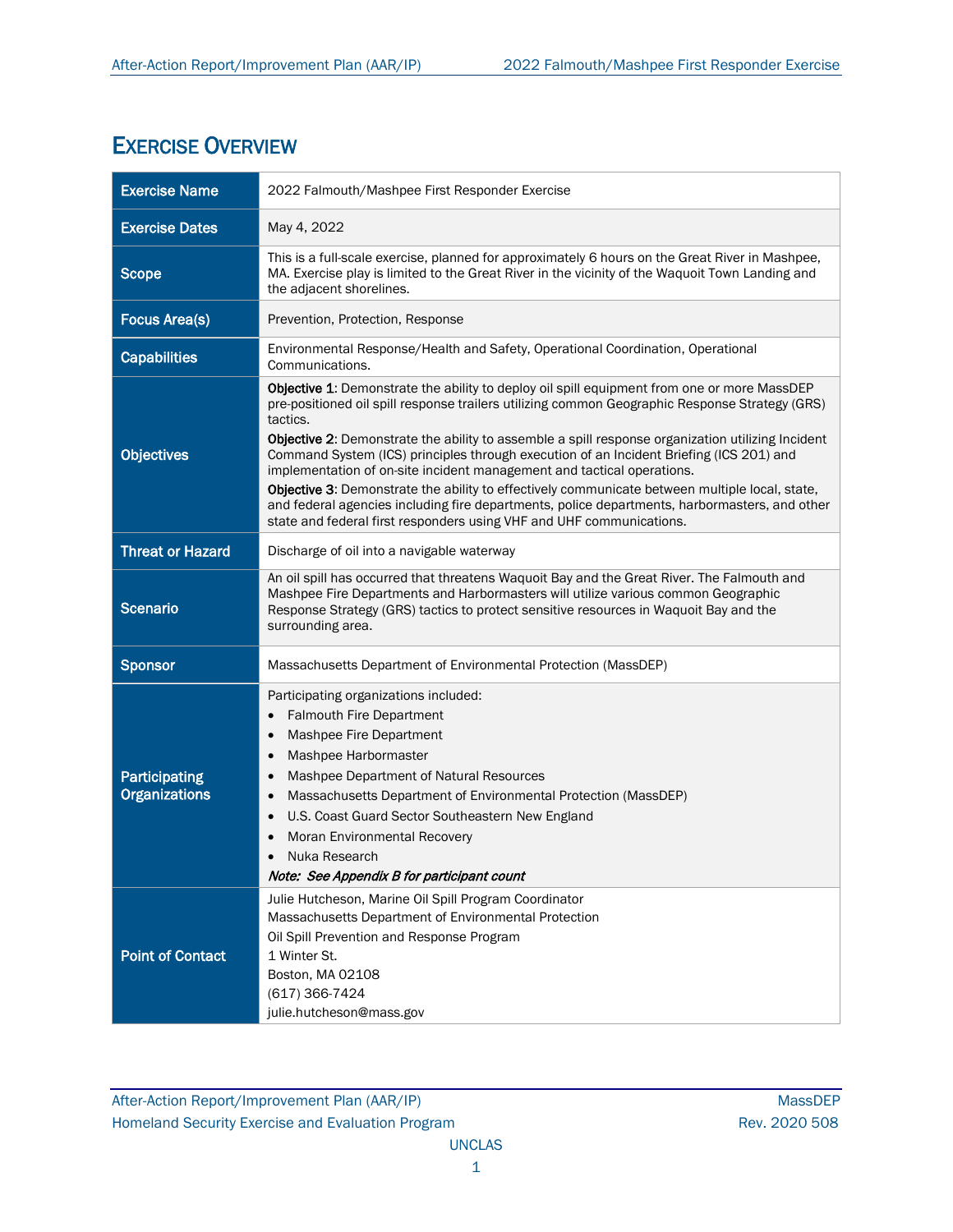# Exercise Overview

| | |
|---|---|
| **Exercise Name** | 2022 Falmouth/Mashpee First Responder Exercise |
| **Exercise Dates** | May 4, 2022 |
| **Scope** | This is a full-scale exercise, planned for approximately 6 hours on the Great River in Mashpee, MA. Exercise play is limited to the Great River in the vicinity of the Waquoit Town Landing and the adjacent shorelines. |
| **Focus Area(s)** | Prevention, Protection, Response |
| **Capabilities** | Environmental Response/Health and Safety, Operational Coordination, Operational Communications. |
| **Objectives** | **Objective 1**: Demonstrate the ability to deploy oil spill equipment from one or more MassDEP pre-positioned oil spill response trailers utilizing common Geographic Response Strategy (GRS) tactics.<br>**Objective 2**: Demonstrate the ability to assemble a spill response organization utilizing Incident Command System (ICS) principles through execution of an Incident Briefing (ICS 201) and implementation of on-site incident management and tactical operations.<br>**Objective 3**: Demonstrate the ability to effectively communicate between multiple local, state, and federal agencies including fire departments, police departments, harbormasters, and other state and federal first responders using VHF and UHF communications. |
| **Threat or Hazard** | Discharge of oil into a navigable waterway |
| **Scenario** | An oil spill has occurred that threatens Waquoit Bay and the Great River. The Falmouth and Mashpee Fire Departments and Harbormasters will utilize various common Geographic Response Strategy (GRS) tactics to protect sensitive resources in Waquoit Bay and the surrounding area. |
| **Sponsor** | Massachusetts Department of Environmental Protection (MassDEP) |
| **Participating Organizations** | Participating organizations included:<br>• Falmouth Fire Department<br>• Mashpee Fire Department<br>• Mashpee Harbormaster<br>• Mashpee Department of Natural Resources<br>• Massachusetts Department of Environmental Protection (MassDEP)<br>• U.S. Coast Guard Sector Southeastern New England<br>• Moran Environmental Recovery<br>• Nuka Research<br>***Note: See Appendix B for participant count*** |
| **Point of Contact** | Julie Hutcheson, Marine Oil Spill Program Coordinator<br>Massachusetts Department of Environmental Protection<br>Oil Spill Prevention and Response Program<br>1 Winter St.<br>Boston, MA 02108<br>(617) 366-7424<br>julie.hutcheson@mass.gov |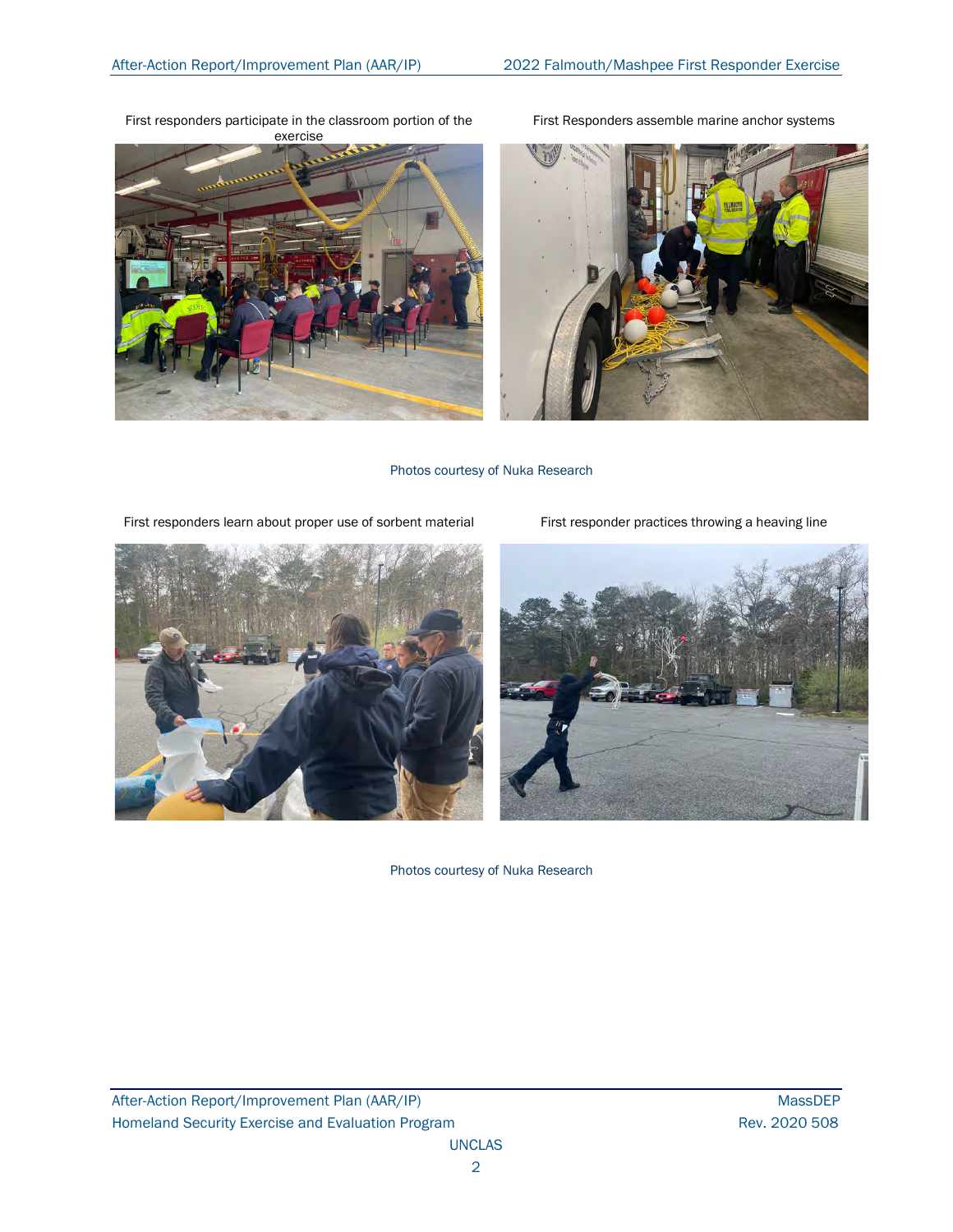First responders participate in the classroom portion of the exercise

First Responders assemble marine anchor systems

Photos courtesy of Nuka Research

First responders learn about proper use of sorbent material

First responder practices throwing a heaving line

Photos courtesy of Nuka Research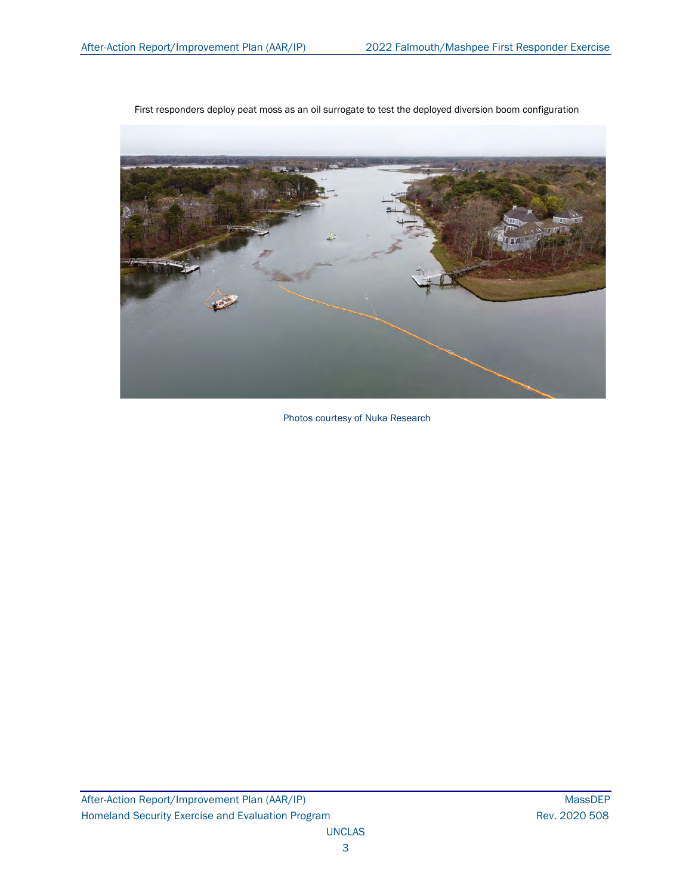First responders deploy peat moss as an oil surrogate to test the deployed diversion boom configuration

Photos courtesy of Nuka Research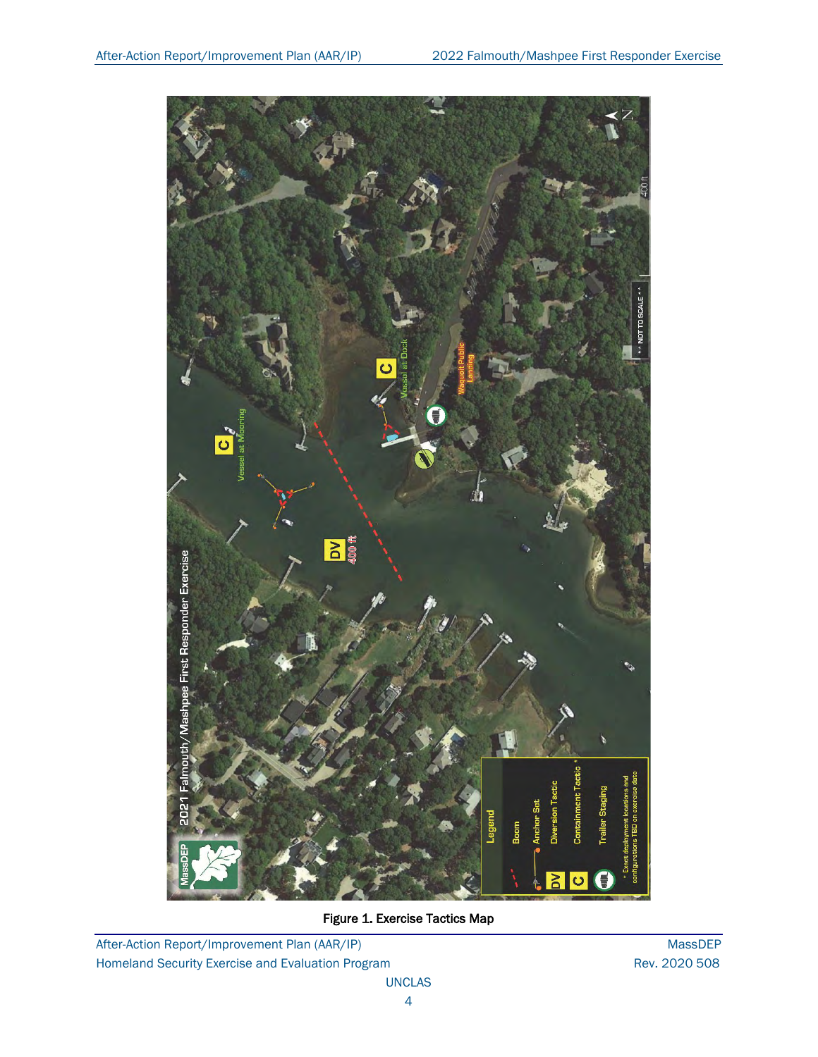Figure 1. Exercise Tactics Map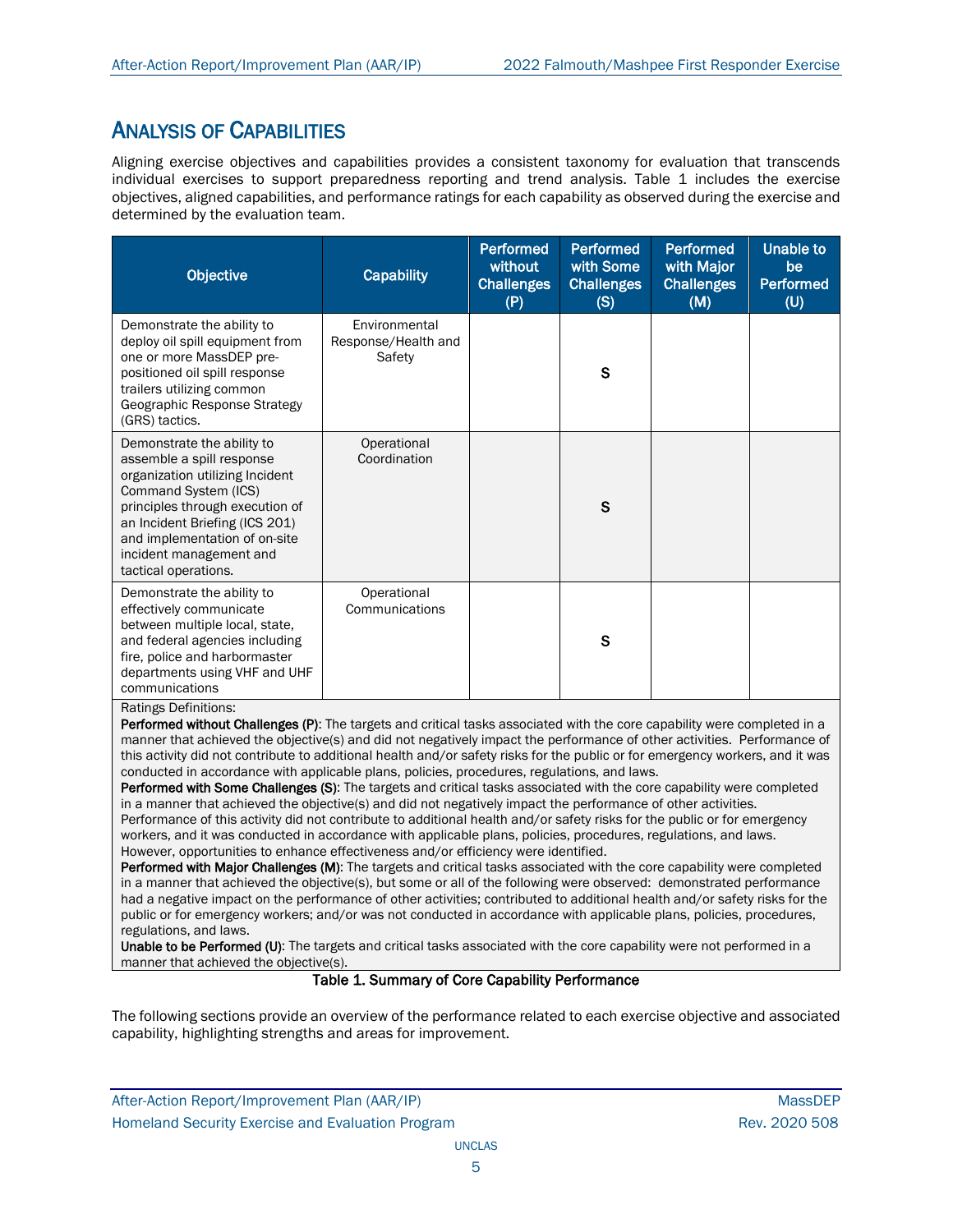## Analysis of Capabilities

Aligning exercise objectives and capabilities provides a consistent taxonomy for evaluation that transcends individual exercises to support preparedness reporting and trend analysis. Table 1 includes the exercise objectives, aligned capabilities, and performance ratings for each capability as observed during the exercise and determined by the evaluation team.

| Objective | Capability | Performed without Challenges (P) | Performed with Some Challenges (S) | Performed with Major Challenges (M) | Unable to be Performed (U) |
|---|---|---|---|---|---|
| Demonstrate the ability to deploy oil spill equipment from one or more MassDEP pre-positioned oil spill response trailers utilizing common Geographic Response Strategy (GRS) tactics. | Environmental Response/Health and Safety | | S | | |
| Demonstrate the ability to assemble a spill response organization utilizing Incident Command System (ICS) principles through execution of an Incident Briefing (ICS 201) and implementation of on-site incident management and tactical operations. | Operational Coordination | | S | | |
| Demonstrate the ability to effectively communicate between multiple local, state, and federal agencies including fire, police and harbormaster departments using VHF and UHF communications | Operational Communications | | S | | |

Ratings Definitions:

**Performed without Challenges (P)**: The targets and critical tasks associated with the core capability were completed in a manner that achieved the objective(s) and did not negatively impact the performance of other activities. Performance of this activity did not contribute to additional health and/or safety risks for the public or for emergency workers, and it was conducted in accordance with applicable plans, policies, procedures, regulations, and laws.

**Performed with Some Challenges (S)**: The targets and critical tasks associated with the core capability were completed in a manner that achieved the objective(s) and did not negatively impact the performance of other activities. Performance of this activity did not contribute to additional health and/or safety risks for the public or for emergency workers, and it was conducted in accordance with applicable plans, policies, procedures, regulations, and laws. However, opportunities to enhance effectiveness and/or efficiency were identified.

**Performed with Major Challenges (M)**: The targets and critical tasks associated with the core capability were completed in a manner that achieved the objective(s), but some or all of the following were observed: demonstrated performance had a negative impact on the performance of other activities; contributed to additional health and/or safety risks for the public or for emergency workers; and/or was not conducted in accordance with applicable plans, policies, procedures, regulations, and laws.

**Unable to be Performed (U)**: The targets and critical tasks associated with the core capability were not performed in a manner that achieved the objective(s).

**Table 1. Summary of Core Capability Performance**

The following sections provide an overview of the performance related to each exercise objective and associated capability, highlighting strengths and areas for improvement.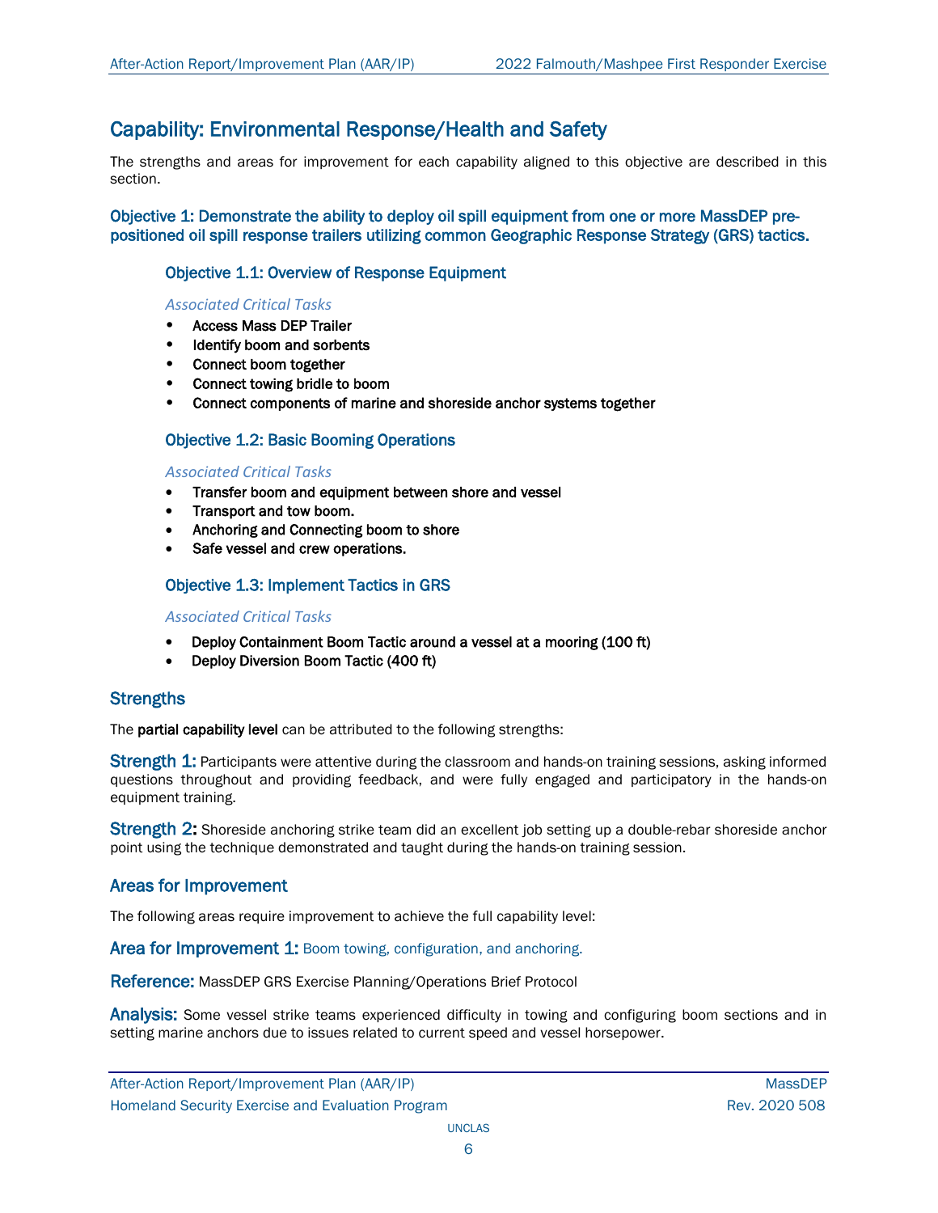## Capability: Environmental Response/Health and Safety

The strengths and areas for improvement for each capability aligned to this objective are described in this section.

### Objective 1: Demonstrate the ability to deploy oil spill equipment from one or more MassDEP pre-positioned oil spill response trailers utilizing common Geographic Response Strategy (GRS) tactics.

#### Objective 1.1: Overview of Response Equipment

*Associated Critical Tasks*

- Access Mass DEP Trailer
- Identify boom and sorbents
- Connect boom together
- Connect towing bridle to boom
- Connect components of marine and shoreside anchor systems together

#### Objective 1.2: Basic Booming Operations

*Associated Critical Tasks*

- Transfer boom and equipment between shore and vessel
- Transport and tow boom.
- Anchoring and Connecting boom to shore
- Safe vessel and crew operations.

#### Objective 1.3: Implement Tactics in GRS

*Associated Critical Tasks*

- Deploy Containment Boom Tactic around a vessel at a mooring (100 ft)
- Deploy Diversion Boom Tactic (400 ft)

### Strengths

The **partial capability level** can be attributed to the following strengths:

**Strength 1:** Participants were attentive during the classroom and hands-on training sessions, asking informed questions throughout and providing feedback, and were fully engaged and participatory in the hands-on equipment training.

**Strength 2:** Shoreside anchoring strike team did an excellent job setting up a double-rebar shoreside anchor point using the technique demonstrated and taught during the hands-on training session.

### Areas for Improvement

The following areas require improvement to achieve the full capability level:

**Area for Improvement 1:** Boom towing, configuration, and anchoring.

**Reference:** MassDEP GRS Exercise Planning/Operations Brief Protocol

**Analysis:** Some vessel strike teams experienced difficulty in towing and configuring boom sections and in setting marine anchors due to issues related to current speed and vessel horsepower.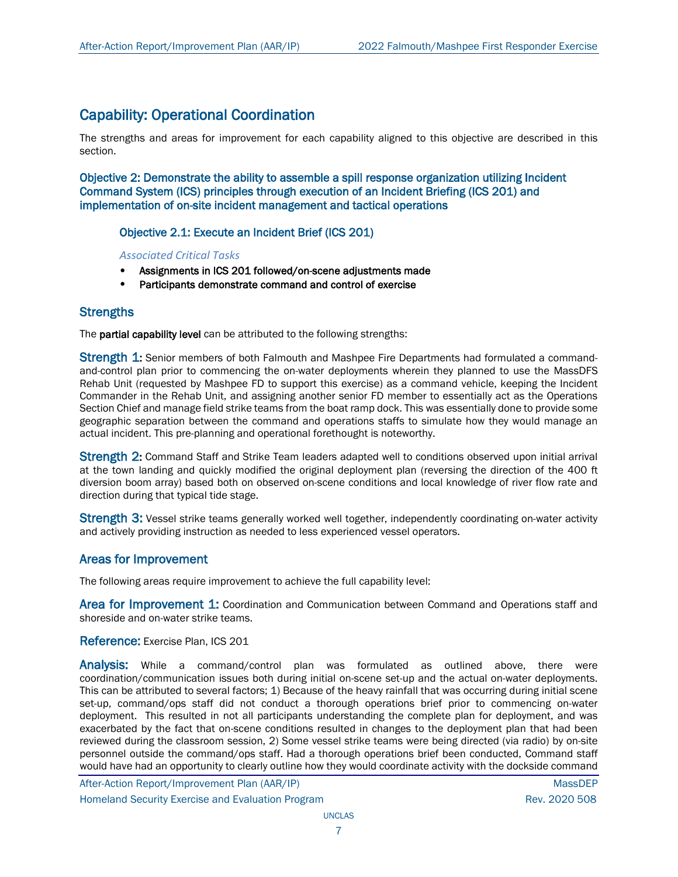## Capability: Operational Coordination

The strengths and areas for improvement for each capability aligned to this objective are described in this section.

### Objective 2: Demonstrate the ability to assemble a spill response organization utilizing Incident Command System (ICS) principles through execution of an Incident Briefing (ICS 201) and implementation of on-site incident management and tactical operations

#### Objective 2.1: Execute an Incident Brief (ICS 201)

*Associated Critical Tasks*

- Assignments in ICS 201 followed/on-scene adjustments made
- Participants demonstrate command and control of exercise

### Strengths

The **partial capability level** can be attributed to the following strengths:

**Strength 1:** Senior members of both Falmouth and Mashpee Fire Departments had formulated a command-and-control plan prior to commencing the on-water deployments wherein they planned to use the MassDFS Rehab Unit (requested by Mashpee FD to support this exercise) as a command vehicle, keeping the Incident Commander in the Rehab Unit, and assigning another senior FD member to essentially act as the Operations Section Chief and manage field strike teams from the boat ramp dock. This was essentially done to provide some geographic separation between the command and operations staffs to simulate how they would manage an actual incident. This pre-planning and operational forethought is noteworthy.

**Strength 2:** Command Staff and Strike Team leaders adapted well to conditions observed upon initial arrival at the town landing and quickly modified the original deployment plan (reversing the direction of the 400 ft diversion boom array) based both on observed on-scene conditions and local knowledge of river flow rate and direction during that typical tide stage.

**Strength 3:** Vessel strike teams generally worked well together, independently coordinating on-water activity and actively providing instruction as needed to less experienced vessel operators.

### Areas for Improvement

The following areas require improvement to achieve the full capability level:

**Area for Improvement 1:** Coordination and Communication between Command and Operations staff and shoreside and on-water strike teams.

**Reference:** Exercise Plan, ICS 201

**Analysis:** While a command/control plan was formulated as outlined above, there were coordination/communication issues both during initial on-scene set-up and the actual on-water deployments. This can be attributed to several factors; 1) Because of the heavy rainfall that was occurring during initial scene set-up, command/ops staff did not conduct a thorough operations brief prior to commencing on-water deployment. This resulted in not all participants understanding the complete plan for deployment, and was exacerbated by the fact that on-scene conditions resulted in changes to the deployment plan that had been reviewed during the classroom session, 2) Some vessel strike teams were being directed (via radio) by on-site personnel outside the command/ops staff. Had a thorough operations brief been conducted, Command staff would have had an opportunity to clearly outline how they would coordinate activity with the dockside command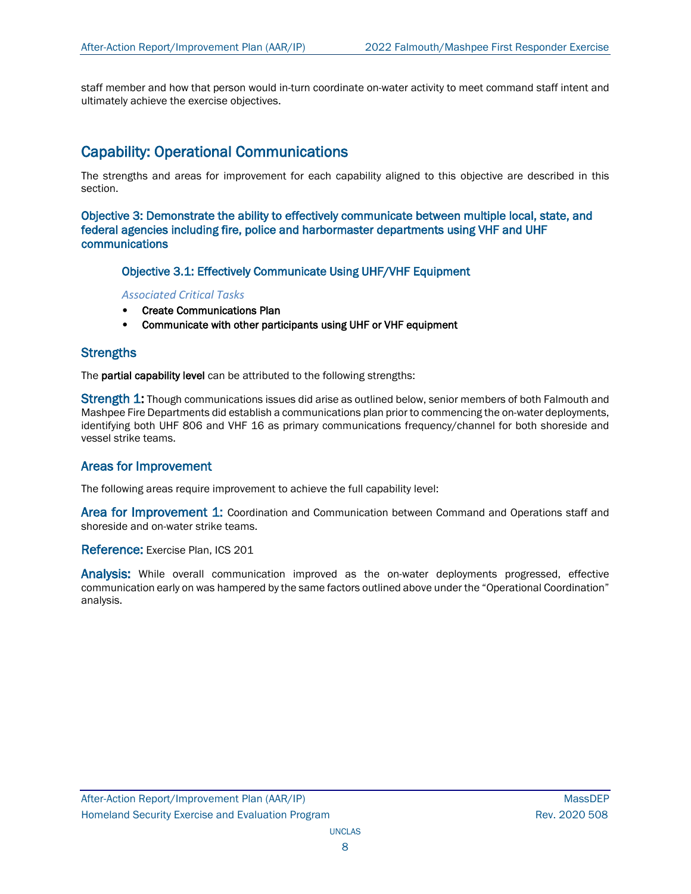staff member and how that person would in-turn coordinate on-water activity to meet command staff intent and ultimately achieve the exercise objectives.

## Capability: Operational Communications

The strengths and areas for improvement for each capability aligned to this objective are described in this section.

### Objective 3: Demonstrate the ability to effectively communicate between multiple local, state, and federal agencies including fire, police and harbormaster departments using VHF and UHF communications

#### Objective 3.1: Effectively Communicate Using UHF/VHF Equipment

*Associated Critical Tasks*

- **Create Communications Plan**
- **Communicate with other participants using UHF or VHF equipment**

### Strengths

The **partial capability level** can be attributed to the following strengths:

**Strength 1:** Though communications issues did arise as outlined below, senior members of both Falmouth and Mashpee Fire Departments did establish a communications plan prior to commencing the on-water deployments, identifying both UHF 806 and VHF 16 as primary communications frequency/channel for both shoreside and vessel strike teams.

### Areas for Improvement

The following areas require improvement to achieve the full capability level:

**Area for Improvement 1:** Coordination and Communication between Command and Operations staff and shoreside and on-water strike teams.

**Reference:** Exercise Plan, ICS 201

**Analysis:** While overall communication improved as the on-water deployments progressed, effective communication early on was hampered by the same factors outlined above under the "Operational Coordination" analysis.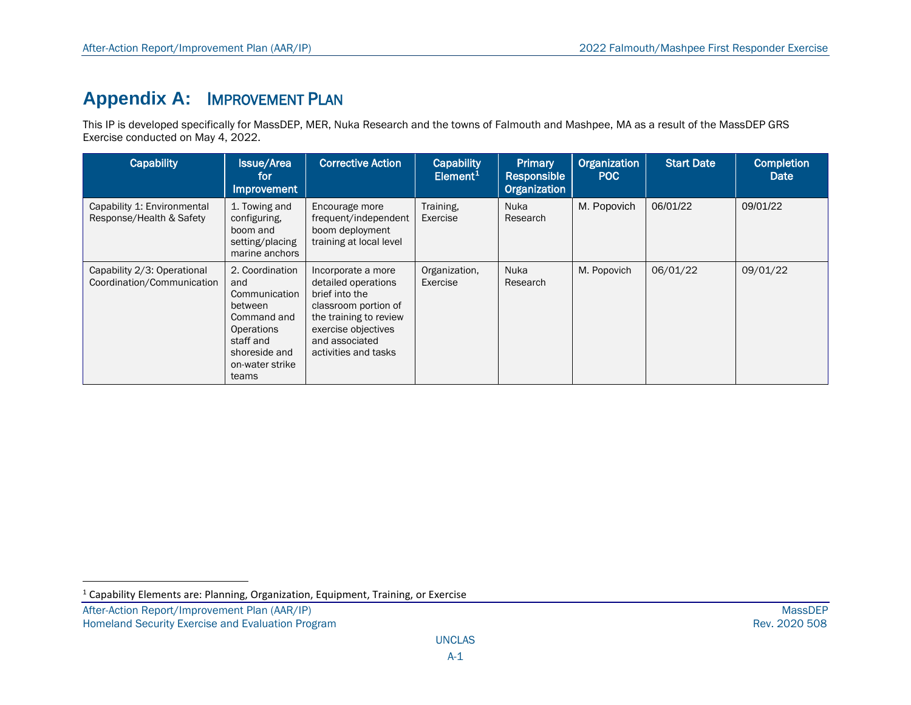# Appendix A: Improvement Plan

This IP is developed specifically for MassDEP, MER, Nuka Research and the towns of Falmouth and Mashpee, MA as a result of the MassDEP GRS Exercise conducted on May 4, 2022.

| Capability | Issue/Area for Improvement | Corrective Action | Capability Element[1] | Primary Responsible Organization | Organization POC | Start Date | Completion Date |
|---|---|---|---|---|---|---|---|
| Capability 1: Environmental Response/Health & Safety | 1. Towing and configuring, boom and setting/placing marine anchors | Encourage more frequent/independent boom deployment training at local level | Training, Exercise | Nuka Research | M. Popovich | 06/01/22 | 09/01/22 |
| Capability 2/3: Operational Coordination/Communication | 2. Coordination and Communication between Command and Operations staff and shoreside and on-water strike teams | Incorporate a more detailed operations brief into the classroom portion of the training to review exercise objectives and associated activities and tasks | Organization, Exercise | Nuka Research | M. Popovich | 06/01/22 | 09/01/22 |

[1] Capability Elements are: Planning, Organization, Equipment, Training, or Exercise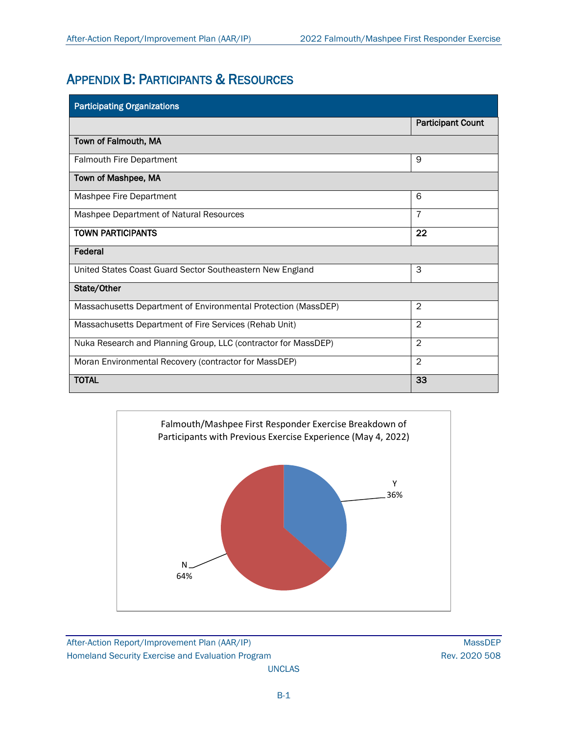# Appendix B: Participants & Resources

| Participating Organizations | |
|---|---|
| | **Participant Count** |
| **Town of Falmouth, MA** | |
| Falmouth Fire Department | 9 |
| **Town of Mashpee, MA** | |
| Mashpee Fire Department | 6 |
| Mashpee Department of Natural Resources | 7 |
| **TOWN PARTICIPANTS** | **22** |
| **Federal** | |
| United States Coast Guard Sector Southeastern New England | 3 |
| **State/Other** | |
| Massachusetts Department of Environmental Protection (MassDEP) | 2 |
| Massachusetts Department of Fire Services (Rehab Unit) | 2 |
| Nuka Research and Planning Group, LLC (contractor for MassDEP) | 2 |
| Moran Environmental Recovery (contractor for MassDEP) | 2 |
| **TOTAL** | **33** |

Falmouth/Mashpee First Responder Exercise Breakdown of Participants with Previous Exercise Experience (May 4, 2022)

| Response | Percentage |
|---|---|
| Y | 36% |
| N | 64% |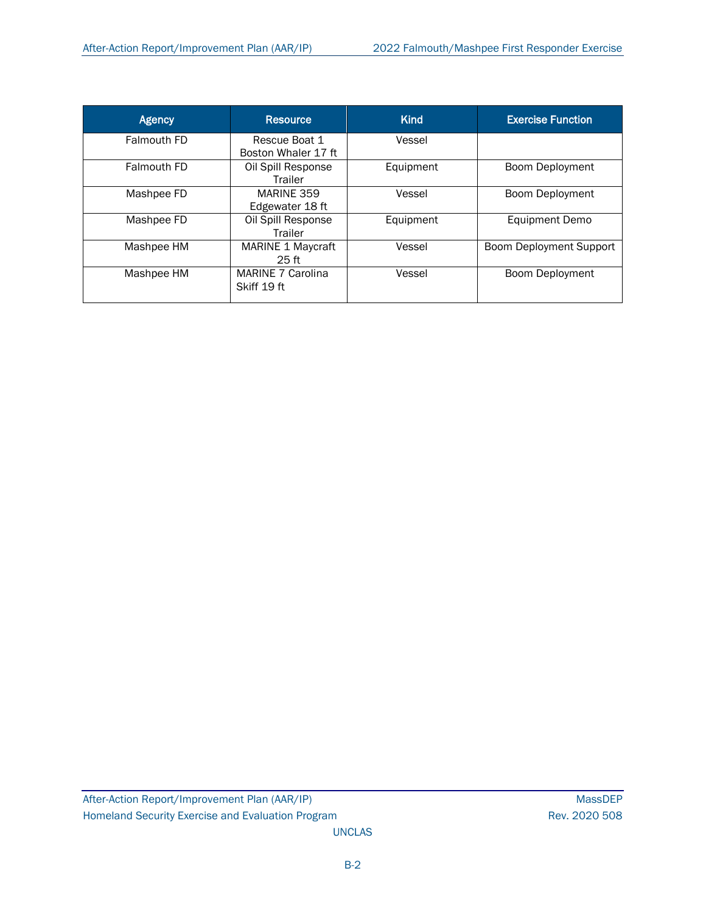| Agency | Resource | Kind | Exercise Function |
| --- | --- | --- | --- |
| Falmouth FD | Rescue Boat 1 Boston Whaler 17 ft | Vessel | |
| Falmouth FD | Oil Spill Response Trailer | Equipment | Boom Deployment |
| Mashpee FD | MARINE 359 Edgewater 18 ft | Vessel | Boom Deployment |
| Mashpee FD | Oil Spill Response Trailer | Equipment | Equipment Demo |
| Mashpee HM | MARINE 1 Maycraft 25 ft | Vessel | Boom Deployment Support |
| Mashpee HM | MARINE 7 Carolina Skiff 19 ft | Vessel | Boom Deployment |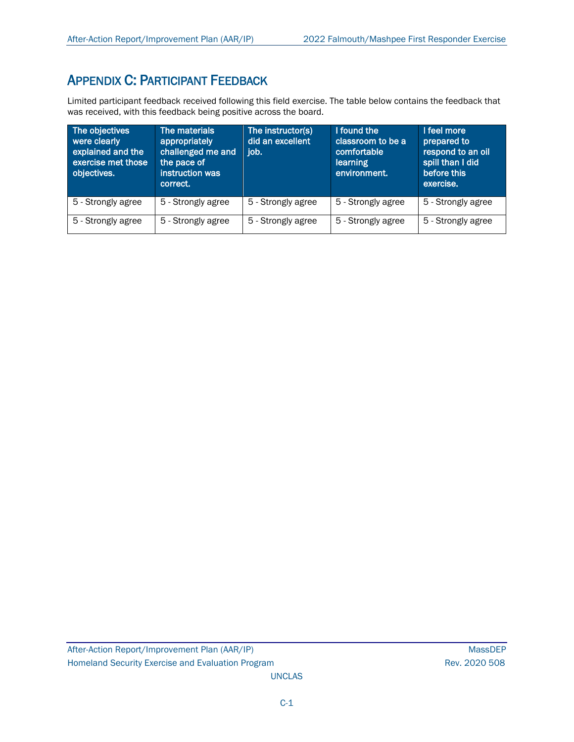# Appendix C: Participant Feedback

Limited participant feedback received following this field exercise. The table below contains the feedback that was received, with this feedback being positive across the board.

| The objectives were clearly explained and the exercise met those objectives. | The materials appropriately challenged me and the pace of instruction was correct. | The instructor(s) did an excellent job. | I found the classroom to be a comfortable learning environment. | I feel more prepared to respond to an oil spill than I did before this exercise. |
|---|---|---|---|---|
| 5 - Strongly agree | 5 - Strongly agree | 5 - Strongly agree | 5 - Strongly agree | 5 - Strongly agree |
| 5 - Strongly agree | 5 - Strongly agree | 5 - Strongly agree | 5 - Strongly agree | 5 - Strongly agree |